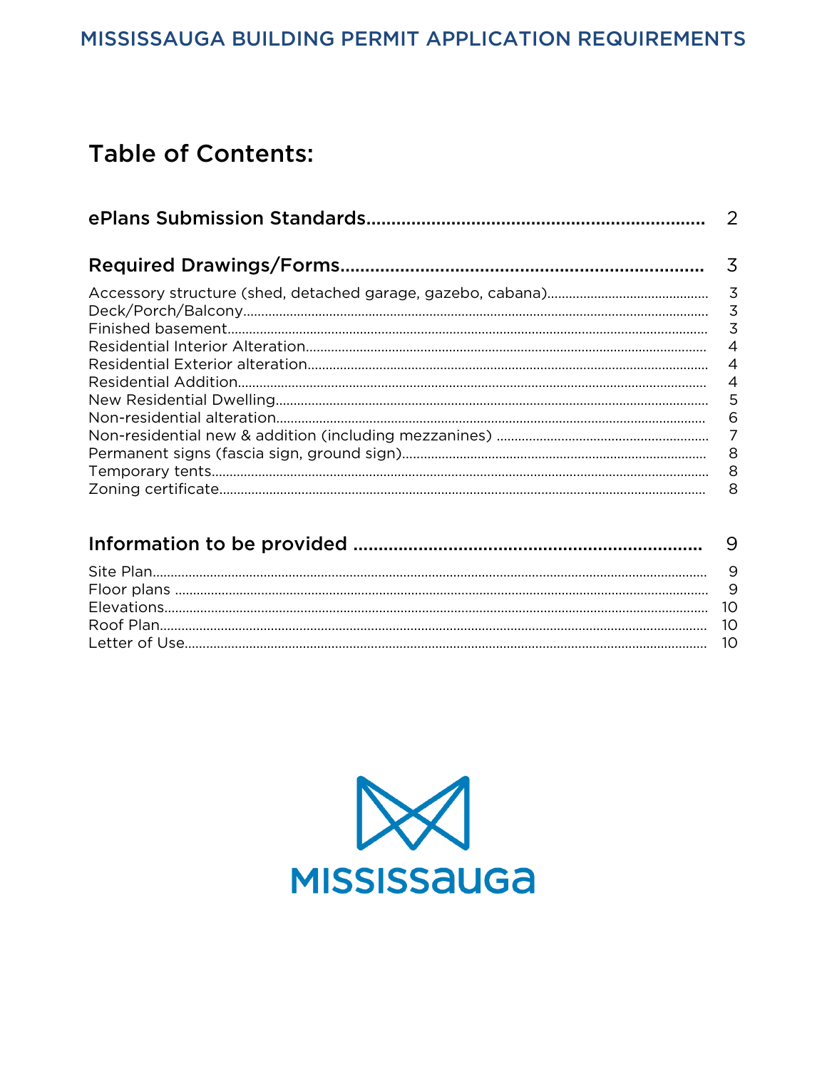# MISSISSAUGA BUILDING PERMIT APPLICATION REQUIREMENTS

## Table of Contents:

**ePlans Submission Standards** .................................................. 2

**Required Drawings/Forms** .................................................. 3

Accessory structure (shed, detached garage, gazebo, cabana) .................................................. 3
Deck/Porch/Balcony .................................................. 3
Finished basement .................................................. 3
Residential Interior Alteration .................................................. 4
Residential Exterior alteration .................................................. 4
Residential Addition .................................................. 4
New Residential Dwelling .................................................. 5
Non-residential alteration .................................................. 6
Non-residential new & addition (including mezzanines) .................................................. 7
Permanent signs (fascia sign, ground sign) .................................................. 8
Temporary tents .................................................. 8
Zoning certificate .................................................. 8

**Information to be provided** .................................................. 9

Site Plan .................................................. 9
Floor plans .................................................. 9
Elevations .................................................. 10
Roof Plan .................................................. 10
Letter of Use .................................................. 10

MISSISSAUGA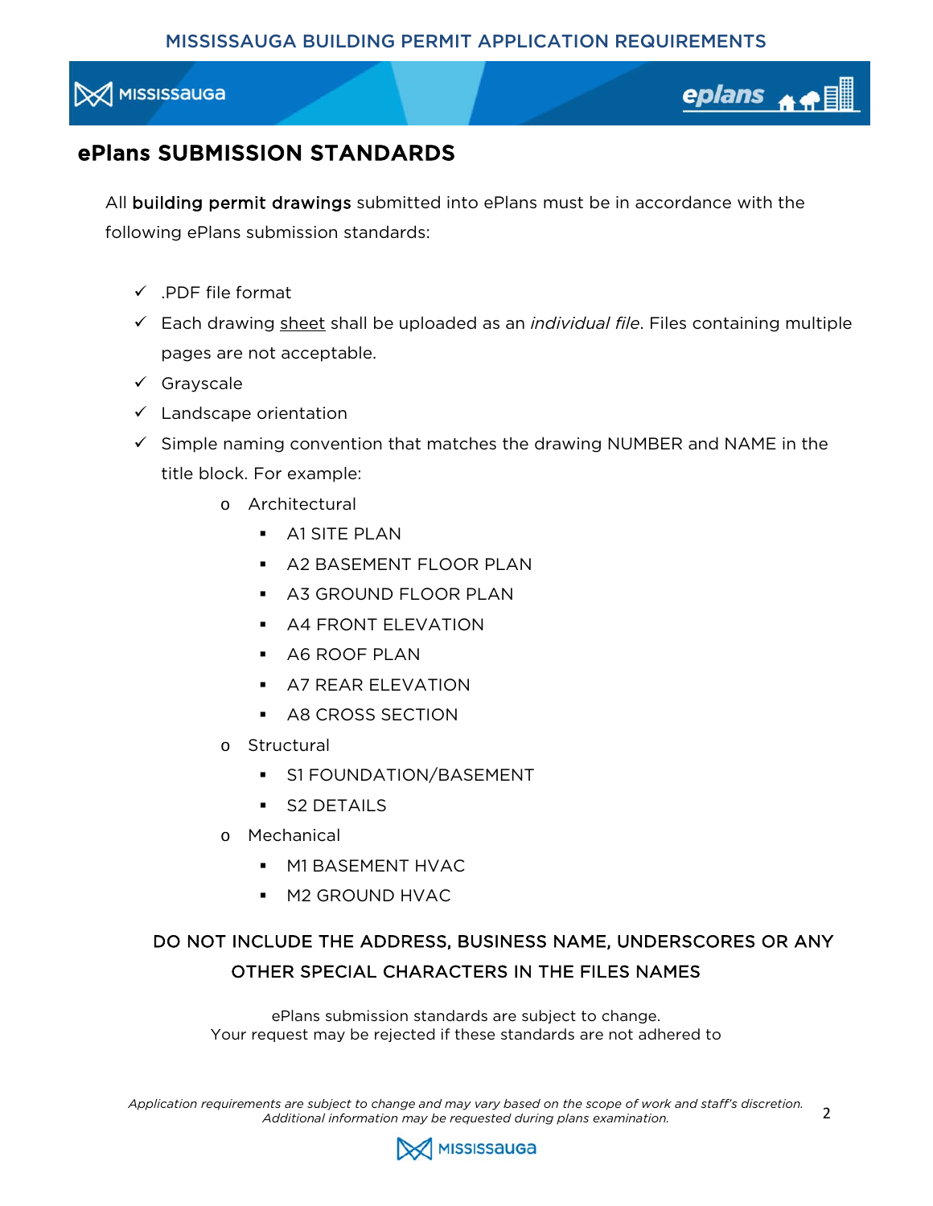## ePlans SUBMISSION STANDARDS

All **building permit drawings** submitted into ePlans must be in accordance with the following ePlans submission standards:

- ✓ .PDF file format
- ✓ Each drawing <u>sheet</u> shall be uploaded as an *individual file*. Files containing multiple pages are not acceptable.
- ✓ Grayscale
- ✓ Landscape orientation
- ✓ Simple naming convention that matches the drawing NUMBER and NAME in the title block. For example:
  - Architectural
    - A1 SITE PLAN
    - A2 BASEMENT FLOOR PLAN
    - A3 GROUND FLOOR PLAN
    - A4 FRONT ELEVATION
    - A6 ROOF PLAN
    - A7 REAR ELEVATION
    - A8 CROSS SECTION
  - Structural
    - S1 FOUNDATION/BASEMENT
    - S2 DETAILS
  - Mechanical
    - M1 BASEMENT HVAC
    - M2 GROUND HVAC

DO NOT INCLUDE THE ADDRESS, BUSINESS NAME, UNDERSCORES OR ANY OTHER SPECIAL CHARACTERS IN THE FILES NAMES

ePlans submission standards are subject to change.
Your request may be rejected if these standards are not adhered to

*Application requirements are subject to change and may vary based on the scope of work and staff's discretion. Additional information may be requested during plans examination.*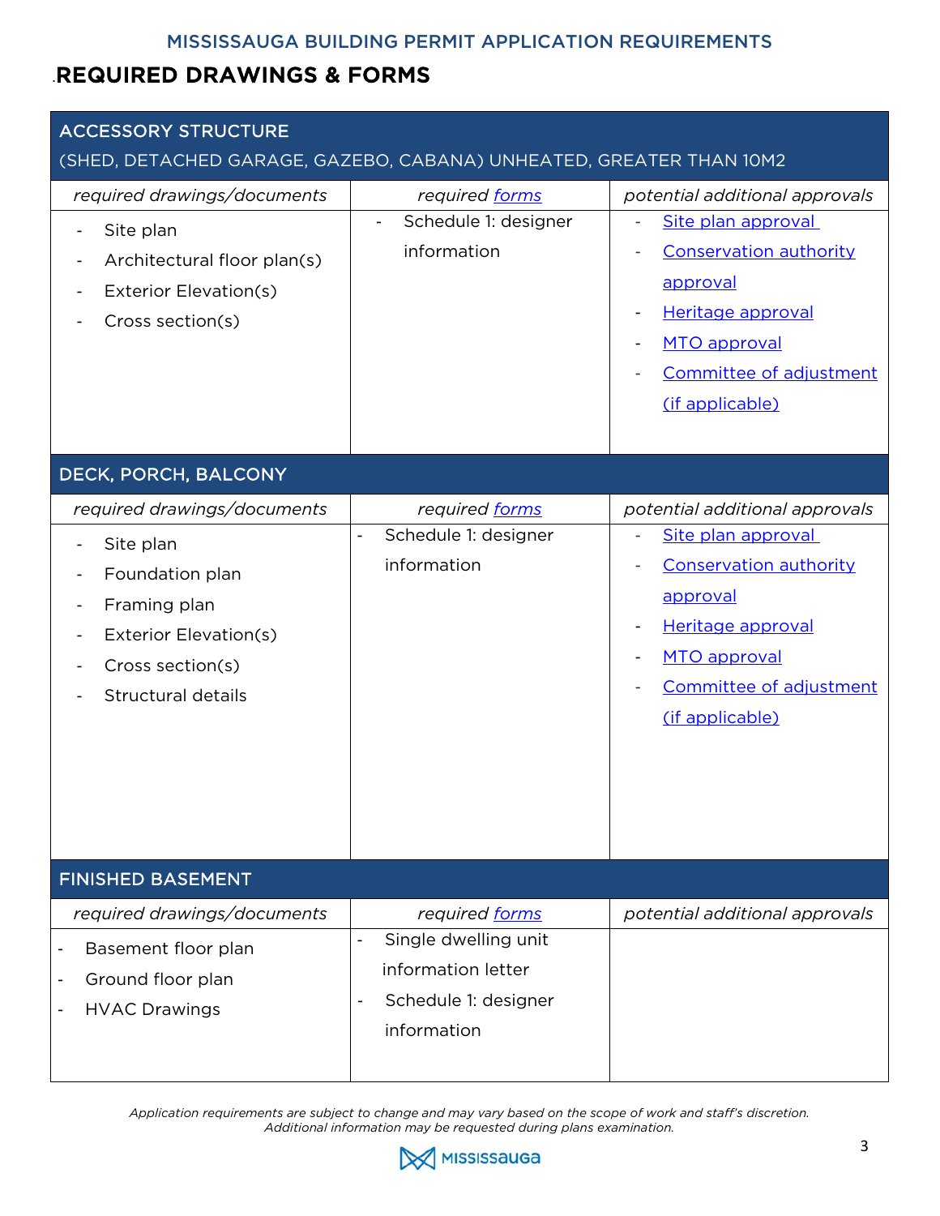MISSISSAUGA BUILDING PERMIT APPLICATION REQUIREMENTS

## REQUIRED DRAWINGS & FORMS

| ACCESSORY STRUCTURE (SHED, DETACHED GARAGE, GAZEBO, CABANA) UNHEATED, GREATER THAN 10M2 | | |
|---|---|---|
| *required drawings/documents* | *required forms* | *potential additional approvals* |
| - Site plan<br>- Architectural floor plan(s)<br>- Exterior Elevation(s)<br>- Cross section(s) | - Schedule 1: designer information | - Site plan approval<br>- Conservation authority approval<br>- Heritage approval<br>- MTO approval<br>- Committee of adjustment (if applicable) |

| DECK, PORCH, BALCONY | | |
|---|---|---|
| *required drawings/documents* | *required forms* | *potential additional approvals* |
| - Site plan<br>- Foundation plan<br>- Framing plan<br>- Exterior Elevation(s)<br>- Cross section(s)<br>- Structural details | - Schedule 1: designer information | - Site plan approval<br>- Conservation authority approval<br>- Heritage approval<br>- MTO approval<br>- Committee of adjustment (if applicable) |

| FINISHED BASEMENT | | |
|---|---|---|
| *required drawings/documents* | *required forms* | *potential additional approvals* |
| - Basement floor plan<br>- Ground floor plan<br>- HVAC Drawings | - Single dwelling unit information letter<br>- Schedule 1: designer information | |

*Application requirements are subject to change and may vary based on the scope of work and staff's discretion. Additional information may be requested during plans examination.*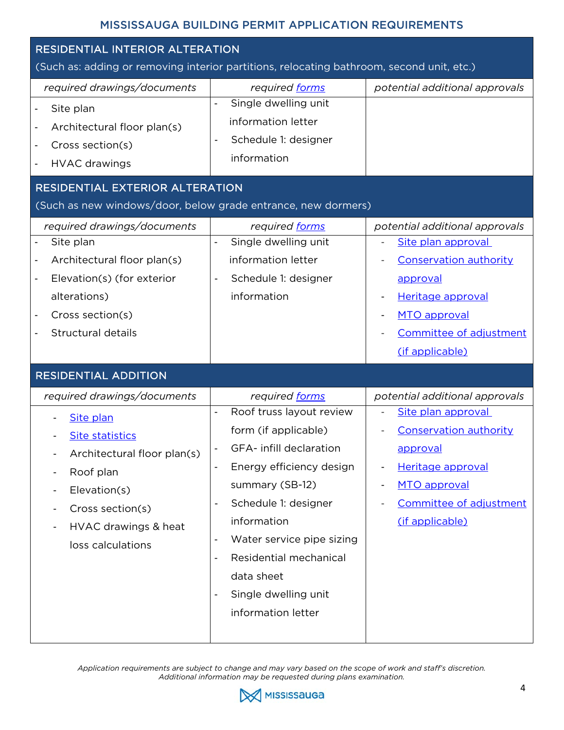## MISSISSAUGA BUILDING PERMIT APPLICATION REQUIREMENTS

### RESIDENTIAL INTERIOR ALTERATION

(Such as: adding or removing interior partitions, relocating bathroom, second unit, etc.)

| *required drawings/documents* | *required forms* | *potential additional approvals* |
|---|---|---|
| - Site plan<br>- Architectural floor plan(s)<br>- Cross section(s)<br>- HVAC drawings | - Single dwelling unit information letter<br>- Schedule 1: designer information | |

### RESIDENTIAL EXTERIOR ALTERATION

(Such as new windows/door, below grade entrance, new dormers)

| *required drawings/documents* | *required forms* | *potential additional approvals* |
|---|---|---|
| - Site plan<br>- Architectural floor plan(s)<br>- Elevation(s) (for exterior alterations)<br>- Cross section(s)<br>- Structural details | - Single dwelling unit information letter<br>- Schedule 1: designer information | - Site plan approval<br>- Conservation authority approval<br>- Heritage approval<br>- MTO approval<br>- Committee of adjustment (if applicable) |

### RESIDENTIAL ADDITION

| *required drawings/documents* | *required forms* | *potential additional approvals* |
|---|---|---|
| - Site plan<br>- Site statistics<br>- Architectural floor plan(s)<br>- Roof plan<br>- Elevation(s)<br>- Cross section(s)<br>- HVAC drawings & heat loss calculations | - Roof truss layout review form (if applicable)<br>- GFA- infill declaration<br>- Energy efficiency design summary (SB-12)<br>- Schedule 1: designer information<br>- Water service pipe sizing<br>- Residential mechanical data sheet<br>- Single dwelling unit information letter | - Site plan approval<br>- Conservation authority approval<br>- Heritage approval<br>- MTO approval<br>- Committee of adjustment (if applicable) |

*Application requirements are subject to change and may vary based on the scope of work and staff's discretion. Additional information may be requested during plans examination.*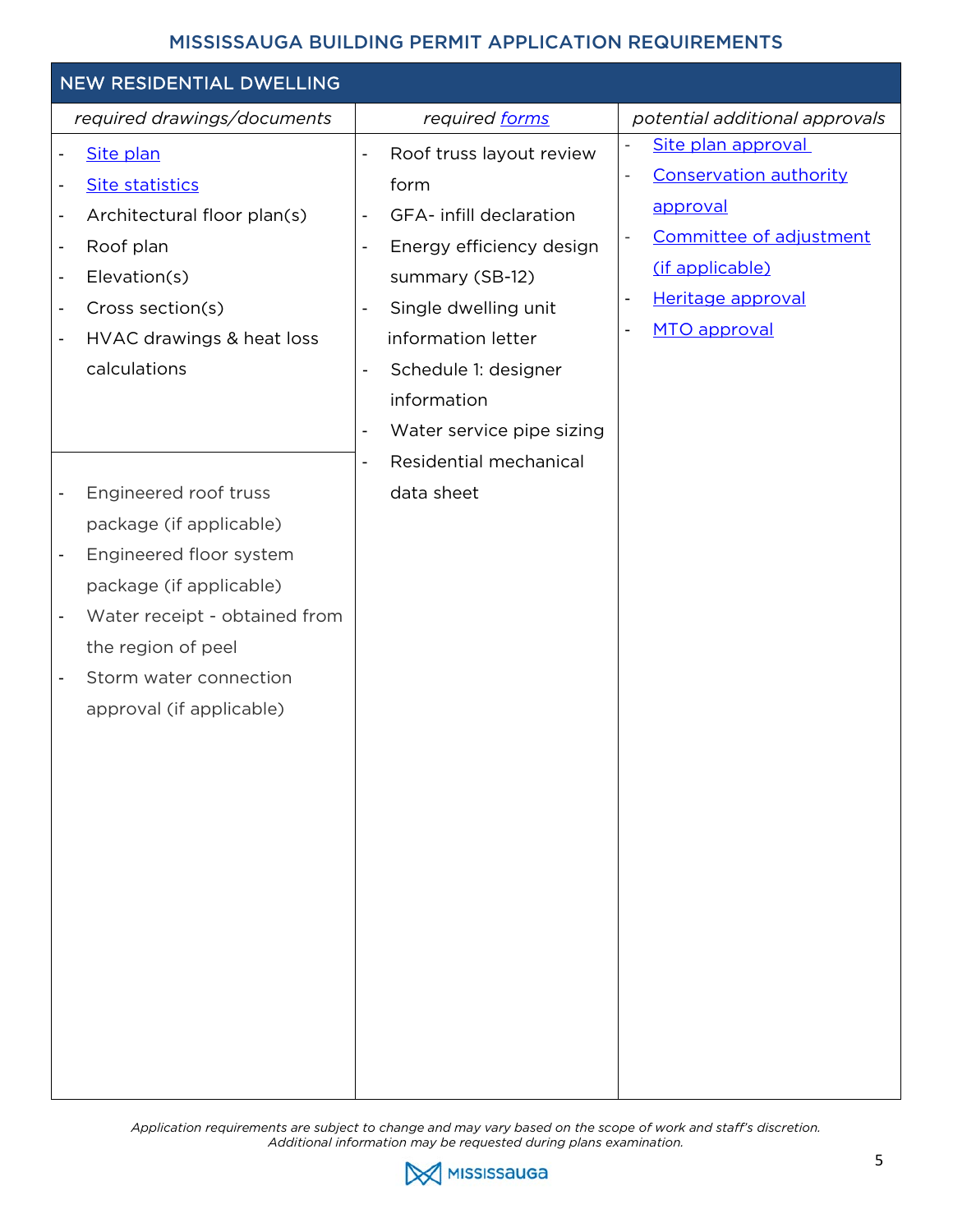# MISSISSAUGA BUILDING PERMIT APPLICATION REQUIREMENTS

| NEW RESIDENTIAL DWELLING | | |
|---|---|---|
| *required drawings/documents* | *required forms* | *potential additional approvals* |
| - Site plan<br>- Site statistics<br>- Architectural floor plan(s)<br>- Roof plan<br>- Elevation(s)<br>- Cross section(s)<br>- HVAC drawings & heat loss calculations<br><br>- Engineered roof truss package (if applicable)<br>- Engineered floor system package (if applicable)<br>- Water receipt - obtained from the region of peel<br>- Storm water connection approval (if applicable) | - Roof truss layout review form<br>- GFA- infill declaration<br>- Energy efficiency design summary (SB-12)<br>- Single dwelling unit information letter<br>- Schedule 1: designer information<br>- Water service pipe sizing<br>- Residential mechanical data sheet | - Site plan approval<br>- Conservation authority approval<br>- Committee of adjustment (if applicable)<br>- Heritage approval<br>- MTO approval |

*Application requirements are subject to change and may vary based on the scope of work and staff's discretion. Additional information may be requested during plans examination.*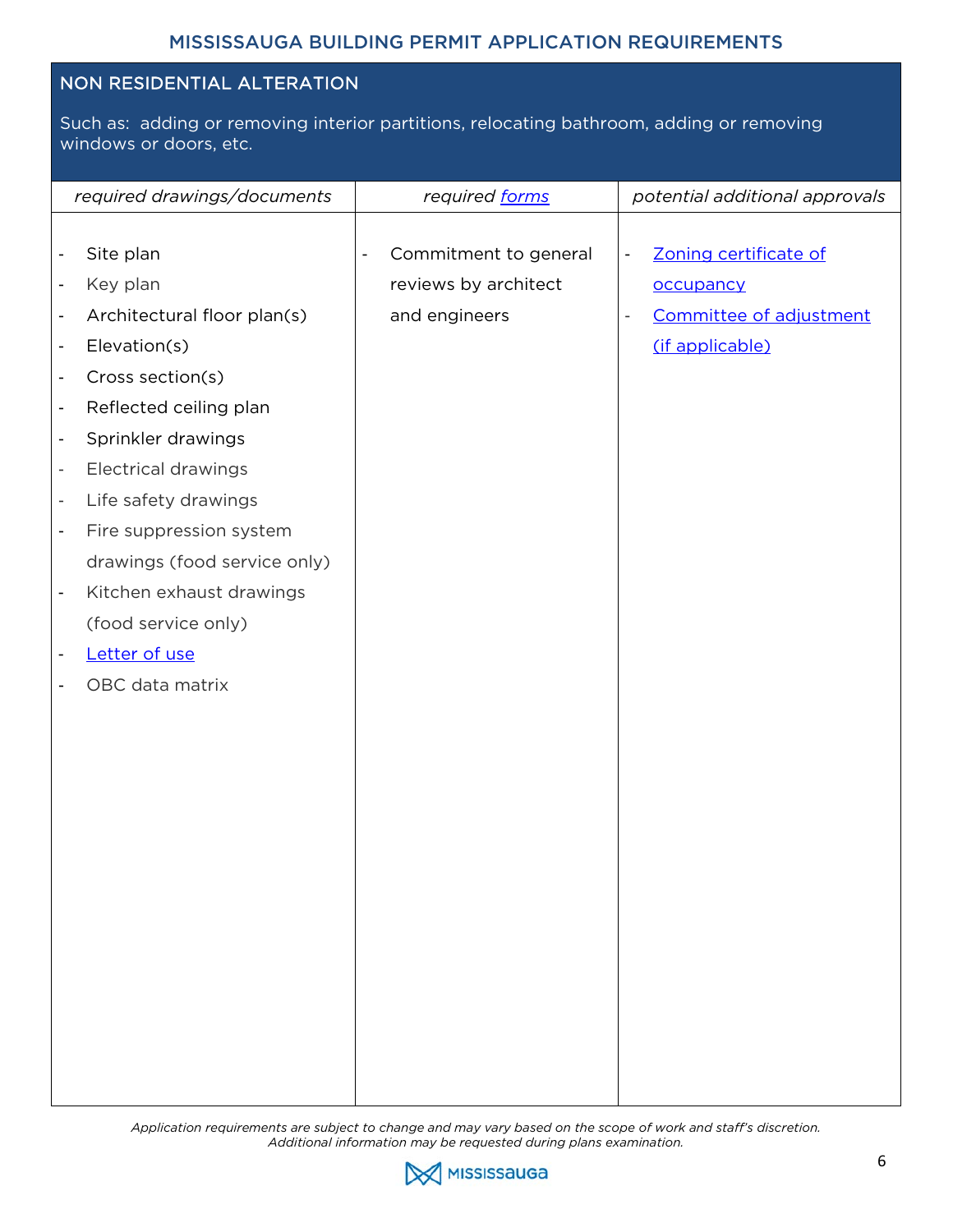## NON RESIDENTIAL ALTERATION

Such as: adding or removing interior partitions, relocating bathroom, adding or removing windows or doors, etc.

| *required drawings/documents* | *required forms* | *potential additional approvals* |
|---|---|---|
| - Site plan<br>- Key plan<br>- Architectural floor plan(s)<br>- Elevation(s)<br>- Cross section(s)<br>- Reflected ceiling plan<br>- Sprinkler drawings<br>- Electrical drawings<br>- Life safety drawings<br>- Fire suppression system drawings (food service only)<br>- Kitchen exhaust drawings (food service only)<br>- Letter of use<br>- OBC data matrix | - Commitment to general reviews by architect and engineers | - Zoning certificate of occupancy<br>- Committee of adjustment (if applicable) |

*Application requirements are subject to change and may vary based on the scope of work and staff's discretion. Additional information may be requested during plans examination.*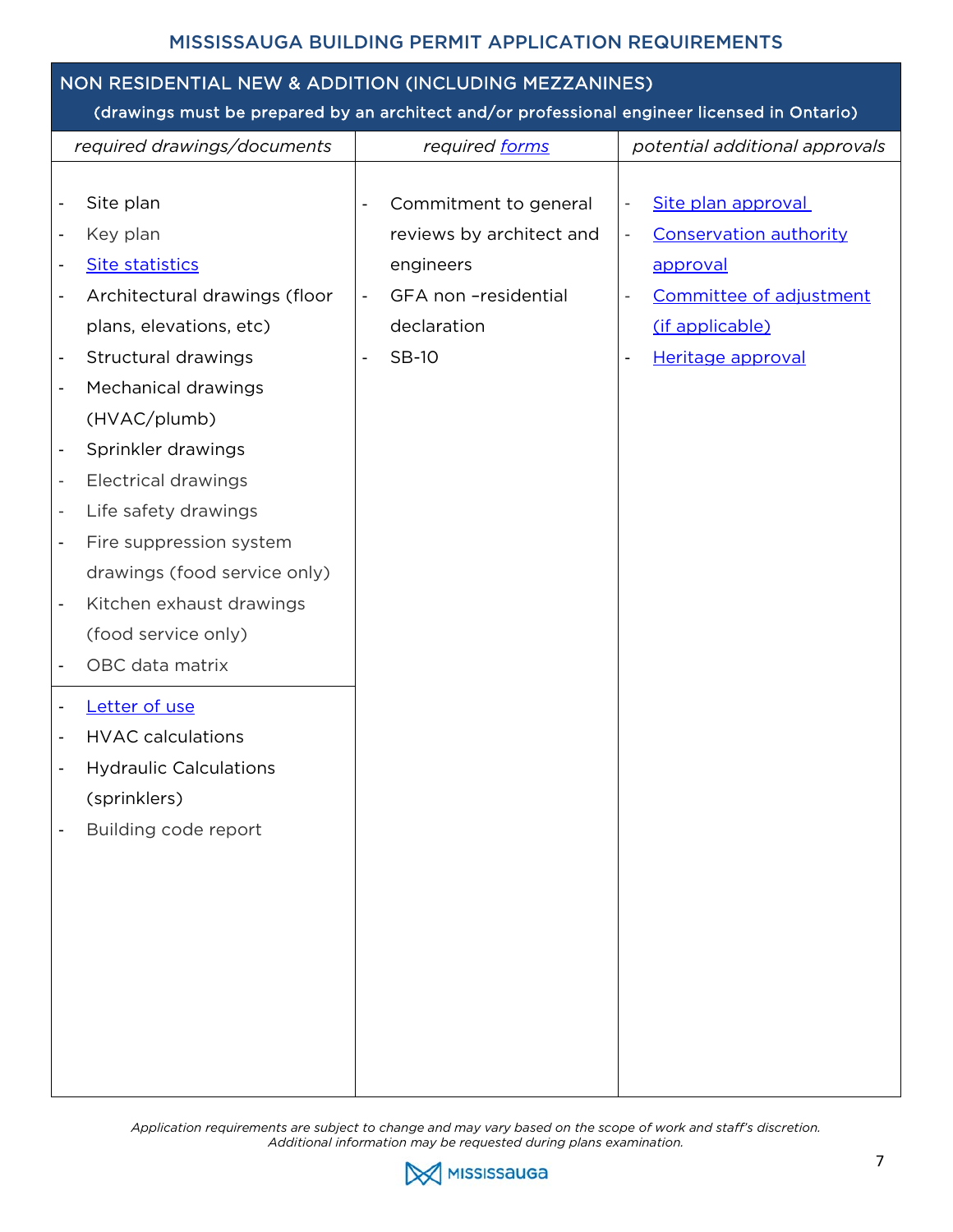## MISSISSAUGA BUILDING PERMIT APPLICATION REQUIREMENTS

| NON RESIDENTIAL NEW & ADDITION (INCLUDING MEZZANINES)<br>(drawings must be prepared by an architect and/or professional engineer licensed in Ontario) | | |
|---|---|---|
| *required drawings/documents* | *required forms* | *potential additional approvals* |
| - Site plan<br>- Key plan<br>- Site statistics<br>- Architectural drawings (floor plans, elevations, etc)<br>- Structural drawings<br>- Mechanical drawings (HVAC/plumb)<br>- Sprinkler drawings<br>- Electrical drawings<br>- Life safety drawings<br>- Fire suppression system drawings (food service only)<br>- Kitchen exhaust drawings (food service only)<br>- OBC data matrix<br><br>- Letter of use<br>- HVAC calculations<br>- Hydraulic Calculations (sprinklers)<br>- Building code report | - Commitment to general reviews by architect and engineers<br>- GFA non –residential declaration<br>- SB-10 | - Site plan approval<br>- Conservation authority approval<br>- Committee of adjustment (if applicable)<br>- Heritage approval |

*Application requirements are subject to change and may vary based on the scope of work and staff's discretion. Additional information may be requested during plans examination.*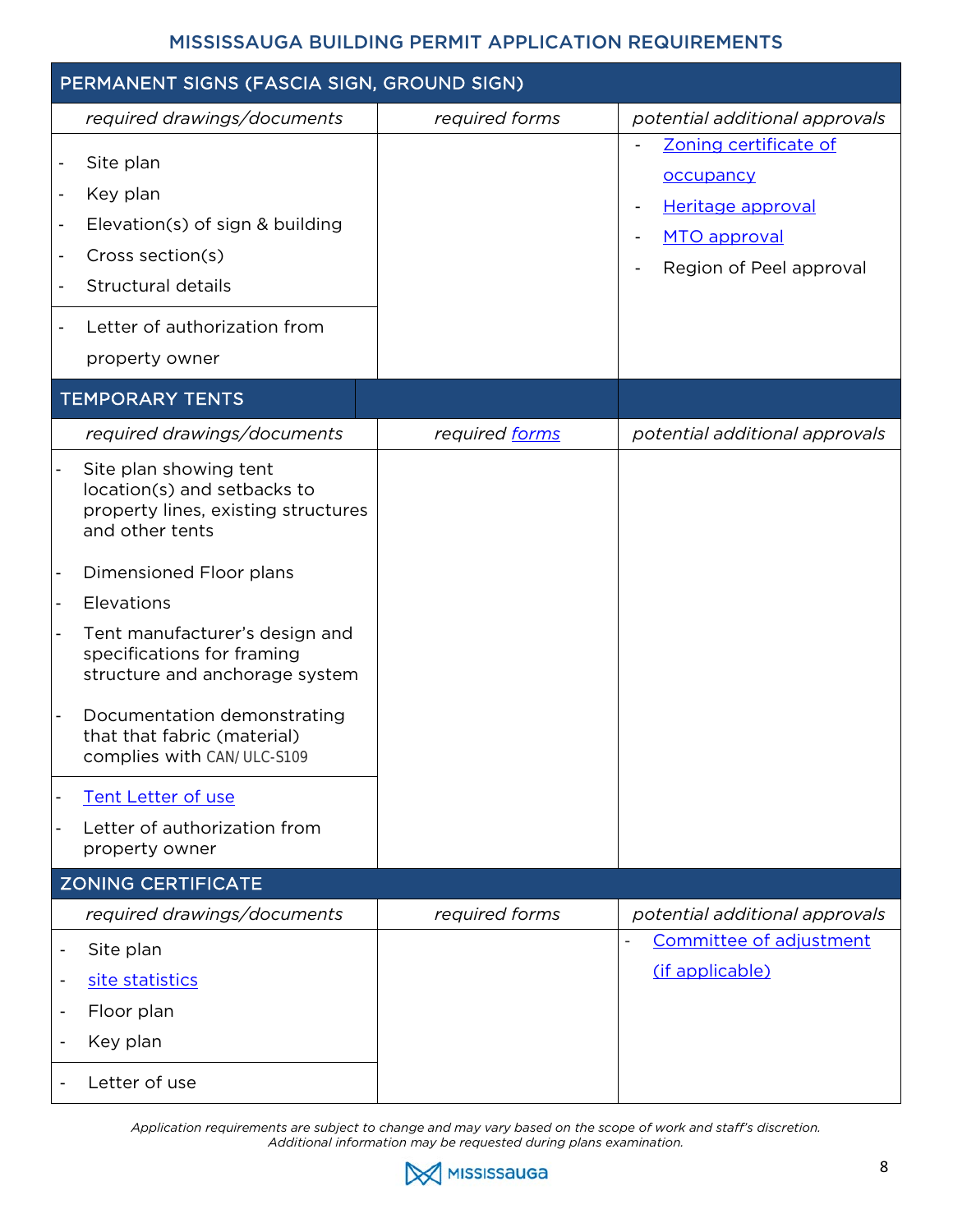## MISSISSAUGA BUILDING PERMIT APPLICATION REQUIREMENTS

| PERMANENT SIGNS (FASCIA SIGN, GROUND SIGN) | | |
|---|---|---|
| *required drawings/documents* | *required forms* | *potential additional approvals* |
| - Site plan<br>- Key plan<br>- Elevation(s) of sign & building<br>- Cross section(s)<br>- Structural details<br><br>- Letter of authorization from property owner | | - Zoning certificate of occupancy<br>- Heritage approval<br>- MTO approval<br>- Region of Peel approval |

| TEMPORARY TENTS | | |
|---|---|---|
| *required drawings/documents* | *required forms* | *potential additional approvals* |
| - Site plan showing tent location(s) and setbacks to property lines, existing structures and other tents<br>- Dimensioned Floor plans<br>- Elevations<br>- Tent manufacturer's design and specifications for framing structure and anchorage system<br>- Documentation demonstrating that that fabric (material) complies with CAN/ ULC-S109<br><br>- Tent Letter of use<br>- Letter of authorization from property owner | | |

| ZONING CERTIFICATE | | |
|---|---|---|
| *required drawings/documents* | *required forms* | *potential additional approvals* |
| - Site plan<br>- site statistics<br>- Floor plan<br>- Key plan<br><br>- Letter of use | | - Committee of adjustment (if applicable) |

*Application requirements are subject to change and may vary based on the scope of work and staff's discretion. Additional information may be requested during plans examination.*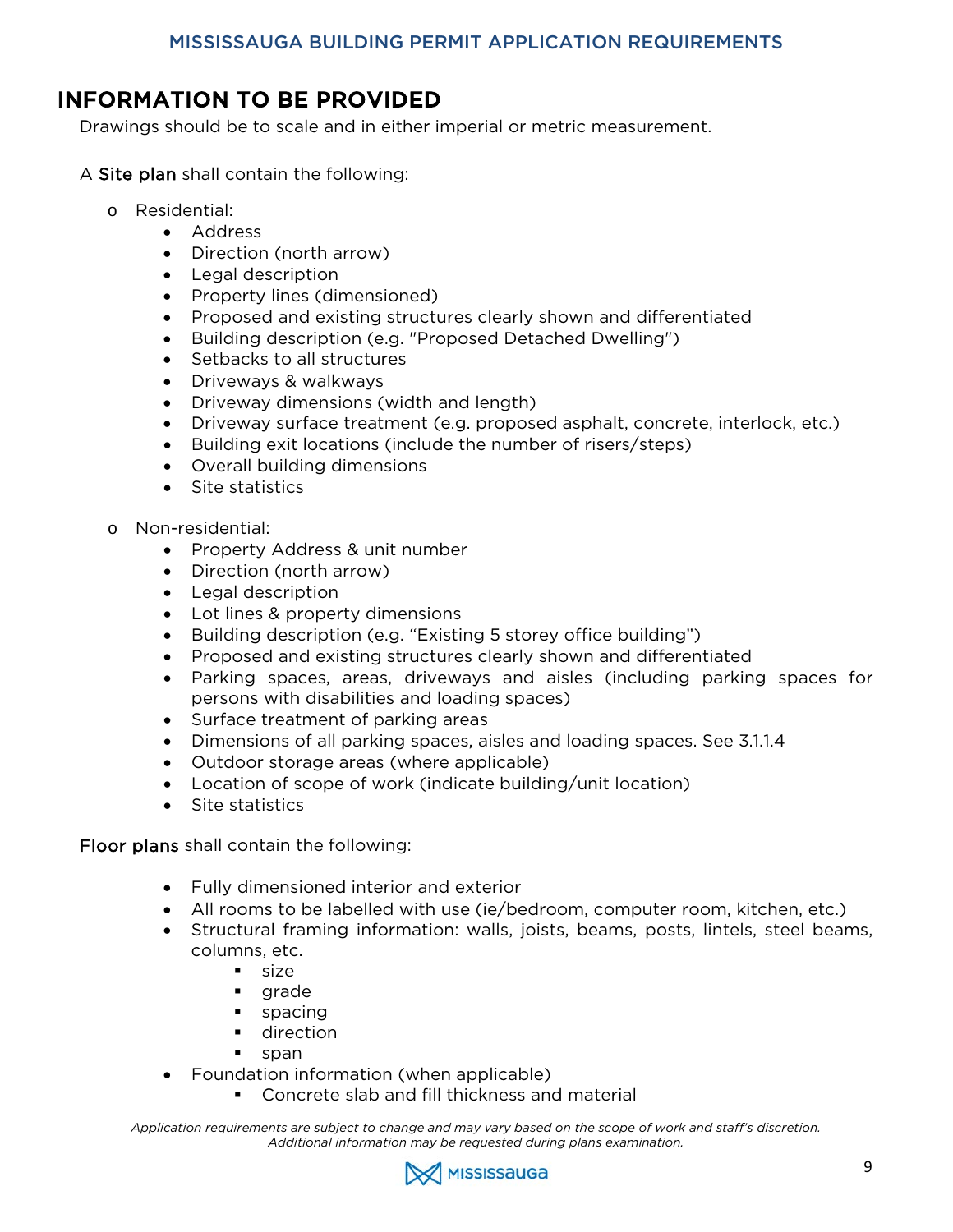## INFORMATION TO BE PROVIDED

Drawings should be to scale and in either imperial or metric measurement.

A **Site plan** shall contain the following:

- Residential:
  - Address
  - Direction (north arrow)
  - Legal description
  - Property lines (dimensioned)
  - Proposed and existing structures clearly shown and differentiated
  - Building description (e.g. "Proposed Detached Dwelling")
  - Setbacks to all structures
  - Driveways & walkways
  - Driveway dimensions (width and length)
  - Driveway surface treatment (e.g. proposed asphalt, concrete, interlock, etc.)
  - Building exit locations (include the number of risers/steps)
  - Overall building dimensions
  - Site statistics

- Non-residential:
  - Property Address & unit number
  - Direction (north arrow)
  - Legal description
  - Lot lines & property dimensions
  - Building description (e.g. "Existing 5 storey office building")
  - Proposed and existing structures clearly shown and differentiated
  - Parking spaces, areas, driveways and aisles (including parking spaces for persons with disabilities and loading spaces)
  - Surface treatment of parking areas
  - Dimensions of all parking spaces, aisles and loading spaces. See 3.1.1.4
  - Outdoor storage areas (where applicable)
  - Location of scope of work (indicate building/unit location)
  - Site statistics

**Floor plans** shall contain the following:

- Fully dimensioned interior and exterior
- All rooms to be labelled with use (ie/bedroom, computer room, kitchen, etc.)
- Structural framing information: walls, joists, beams, posts, lintels, steel beams, columns, etc.
  - size
  - grade
  - spacing
  - direction
  - span
- Foundation information (when applicable)
  - Concrete slab and fill thickness and material

*Application requirements are subject to change and may vary based on the scope of work and staff's discretion. Additional information may be requested during plans examination.*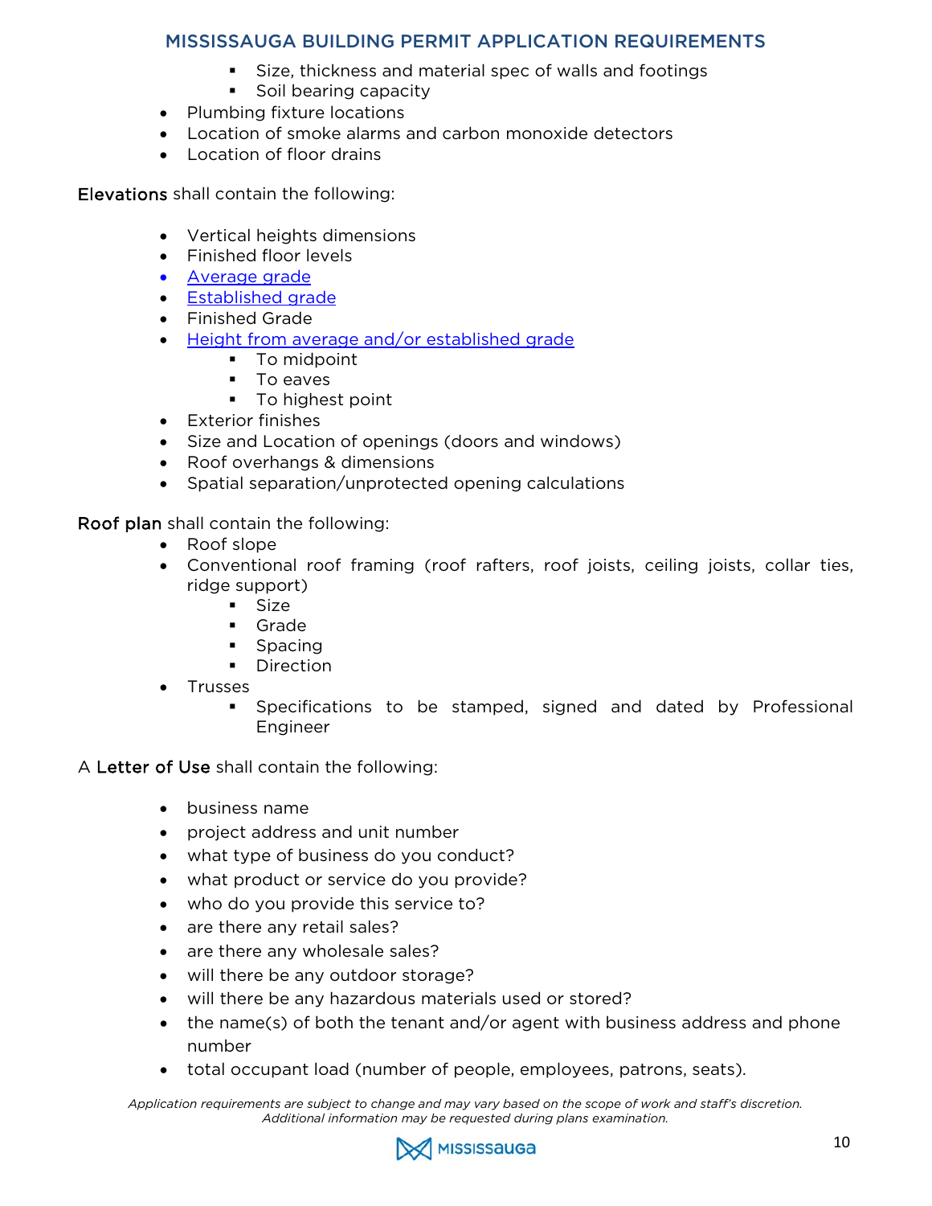- Size, thickness and material spec of walls and footings
  - Soil bearing capacity
- Plumbing fixture locations
- Location of smoke alarms and carbon monoxide detectors
- Location of floor drains

**Elevations** shall contain the following:

- Vertical heights dimensions
- Finished floor levels
- Average grade
- Established grade
- Finished Grade
- Height from average and/or established grade
  - To midpoint
  - To eaves
  - To highest point
- Exterior finishes
- Size and Location of openings (doors and windows)
- Roof overhangs & dimensions
- Spatial separation/unprotected opening calculations

**Roof plan** shall contain the following:

- Roof slope
- Conventional roof framing (roof rafters, roof joists, ceiling joists, collar ties, ridge support)
  - Size
  - Grade
  - Spacing
  - Direction
- Trusses
  - Specifications to be stamped, signed and dated by Professional Engineer

A **Letter of Use** shall contain the following:

- business name
- project address and unit number
- what type of business do you conduct?
- what product or service do you provide?
- who do you provide this service to?
- are there any retail sales?
- are there any wholesale sales?
- will there be any outdoor storage?
- will there be any hazardous materials used or stored?
- the name(s) of both the tenant and/or agent with business address and phone number
- total occupant load (number of people, employees, patrons, seats).

*Application requirements are subject to change and may vary based on the scope of work and staff's discretion. Additional information may be requested during plans examination.*